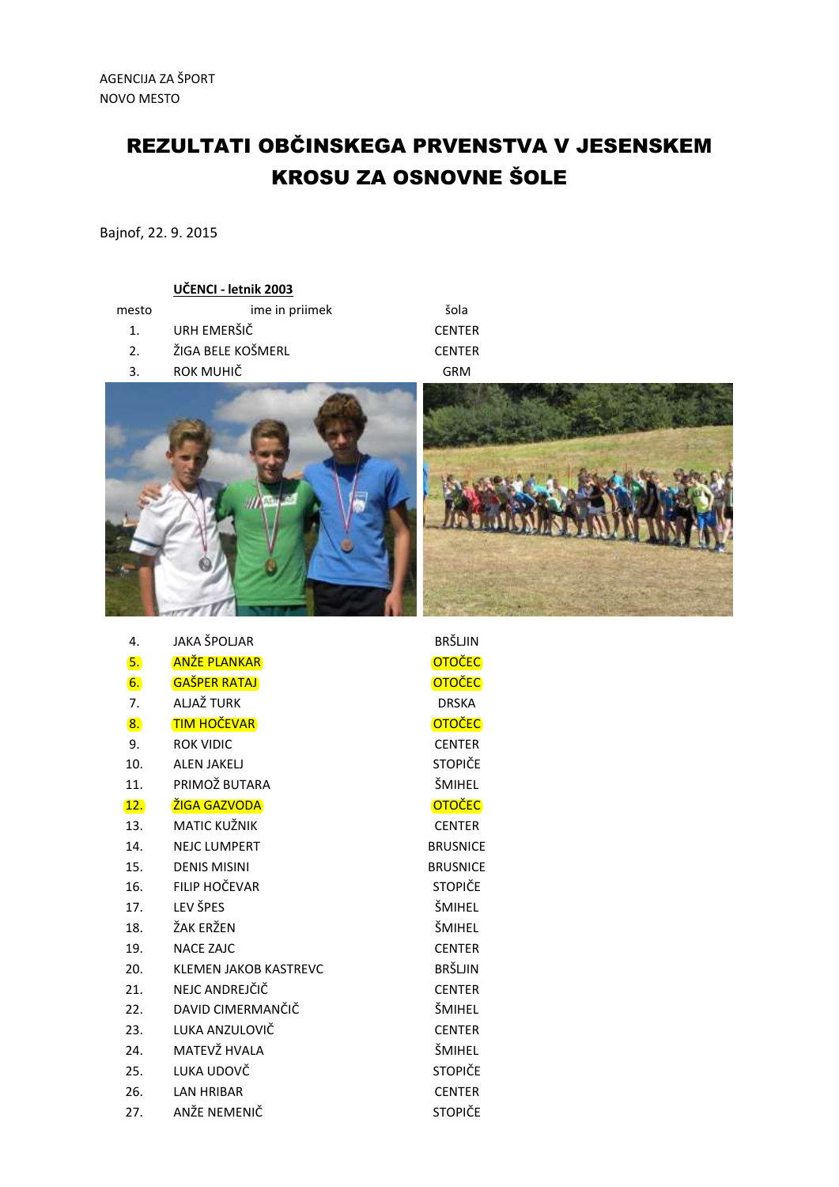AGENCIJA ZA ŠPORT
NOVO MESTO

# REZULTATI OBČINSKEGA PRVENSTVA V JESENSKEM KROSU ZA OSNOVNE ŠOLE

Bajnof, 22. 9. 2015

**UČENCI - letnik 2003**

| mesto | ime in priimek | šola |
|---|---|---|
| 1. | URH EMERŠIČ | CENTER |
| 2. | ŽIGA BELE KOŠMERL | CENTER |
| 3. | ROK MUHIČ | GRM |
| 4. | JAKA ŠPOLJAR | BRŠLJIN |
| 5. | ANŽE PLANKAR | OTOČEC |
| 6. | GAŠPER RATAJ | OTOČEC |
| 7. | ALJAŽ TURK | DRSKA |
| 8. | TIM HOČEVAR | OTOČEC |
| 9. | ROK VIDIC | CENTER |
| 10. | ALEN JAKELJ | STOPIČE |
| 11. | PRIMOŽ BUTARA | ŠMIHEL |
| 12. | ŽIGA GAZVODA | OTOČEC |
| 13. | MATIC KUŽNIK | CENTER |
| 14. | NEJC LUMPERT | BRUSNICE |
| 15. | DENIS MISINI | BRUSNICE |
| 16. | FILIP HOČEVAR | STOPIČE |
| 17. | LEV ŠPES | ŠMIHEL |
| 18. | ŽAK ERŽEN | ŠMIHEL |
| 19. | NACE ZAJC | CENTER |
| 20. | KLEMEN JAKOB KASTREVC | BRŠLJIN |
| 21. | NEJC ANDREJČIČ | CENTER |
| 22. | DAVID CIMERMANČIČ | ŠMIHEL |
| 23. | LUKA ANZULOVIČ | CENTER |
| 24. | MATEVŽ HVALA | ŠMIHEL |
| 25. | LUKA UDOVČ | STOPIČE |
| 26. | LAN HRIBAR | CENTER |
| 27. | ANŽE NEMENIČ | STOPIČE |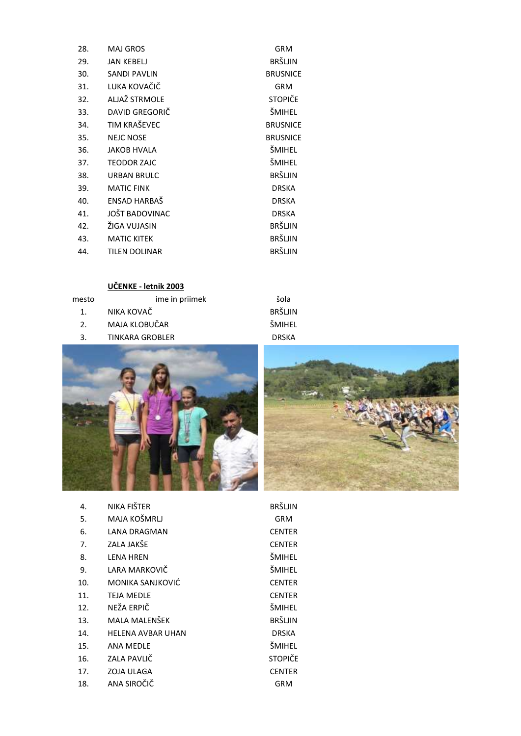| | | |
|---|---|---|
| 28. | MAJ GROS | GRM |
| 29. | JAN KEBELJ | BRŠLJIN |
| 30. | SANDI PAVLIN | BRUSNICE |
| 31. | LUKA KOVAČIČ | GRM |
| 32. | ALJAŽ STRMOLE | STOPIČE |
| 33. | DAVID GREGORIČ | ŠMIHEL |
| 34. | TIM KRAŠEVEC | BRUSNICE |
| 35. | NEJC NOSE | BRUSNICE |
| 36. | JAKOB HVALA | ŠMIHEL |
| 37. | TEODOR ZAJC | ŠMIHEL |
| 38. | URBAN BRULC | BRŠLJIN |
| 39. | MATIC FINK | DRSKA |
| 40. | ENSAD HARBAŠ | DRSKA |
| 41. | JOŠT BADOVINAC | DRSKA |
| 42. | ŽIGA VUJASIN | BRŠLJIN |
| 43. | MATIC KITEK | BRŠLJIN |
| 44. | TILEN DOLINAR | BRŠLJIN |

**UČENKE - letnik 2003**

| mesto | ime in priimek | šola |
|---|---|---|
| 1. | NIKA KOVAČ | BRŠLJIN |
| 2. | MAJA KLOBUČAR | ŠMIHEL |
| 3. | TINKARA GROBLER | DRSKA |
| 4. | NIKA FIŠTER | BRŠLJIN |
| 5. | MAJA KOŠMRLJ | GRM |
| 6. | LANA DRAGMAN | CENTER |
| 7. | ZALA JAKŠE | CENTER |
| 8. | LENA HREN | ŠMIHEL |
| 9. | LARA MARKOVIČ | ŠMIHEL |
| 10. | MONIKA SANJKOVIĆ | CENTER |
| 11. | TEJA MEDLE | CENTER |
| 12. | NEŽA ERPIČ | ŠMIHEL |
| 13. | MALA MALENŠEK | BRŠLJIN |
| 14. | HELENA AVBAR UHAN | DRSKA |
| 15. | ANA MEDLE | ŠMIHEL |
| 16. | ZALA PAVLIČ | STOPIČE |
| 17. | ZOJA ULAGA | CENTER |
| 18. | ANA SIROČIČ | GRM |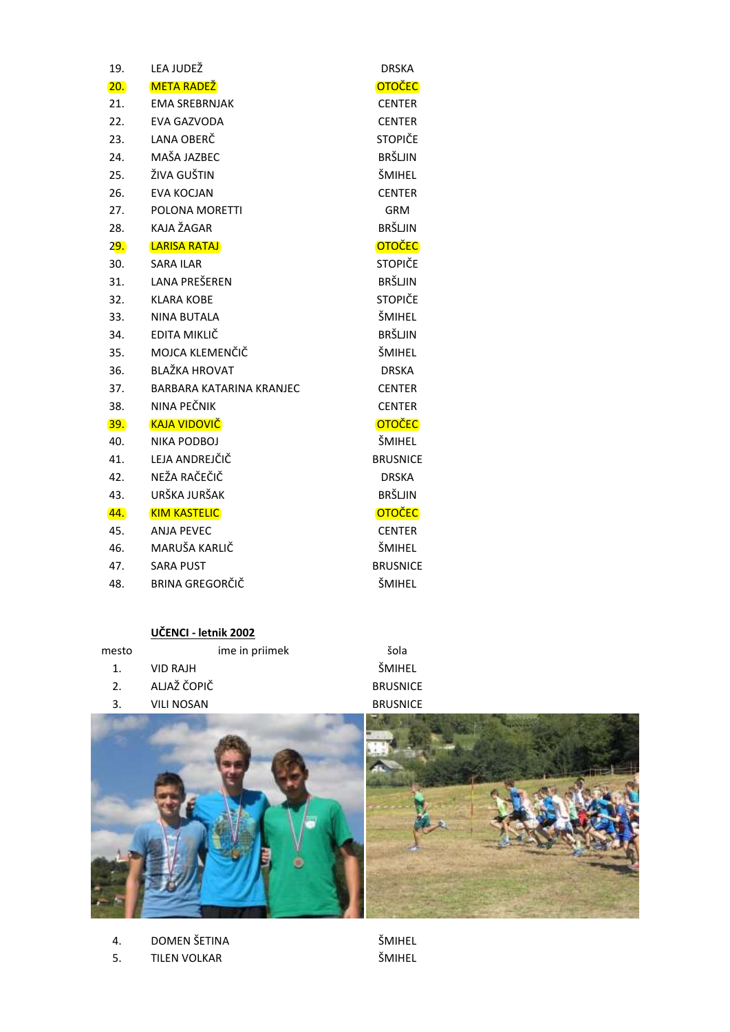| | | |
|---|---|---|
| 19. | LEA JUDEŽ | DRSKA |
| 20. | META RADEŽ | OTOČEC |
| 21. | EMA SREBRNJAK | CENTER |
| 22. | EVA GAZVODA | CENTER |
| 23. | LANA OBERČ | STOPIČE |
| 24. | MAŠA JAZBEC | BRŠLJIN |
| 25. | ŽIVA GUŠTIN | ŠMIHEL |
| 26. | EVA KOCJAN | CENTER |
| 27. | POLONA MORETTI | GRM |
| 28. | KAJA ŽAGAR | BRŠLJIN |
| 29. | LARISA RATAJ | OTOČEC |
| 30. | SARA ILAR | STOPIČE |
| 31. | LANA PREŠEREN | BRŠLJIN |
| 32. | KLARA KOBE | STOPIČE |
| 33. | NINA BUTALA | ŠMIHEL |
| 34. | EDITA MIKLIČ | BRŠLJIN |
| 35. | MOJCA KLEMENČIČ | ŠMIHEL |
| 36. | BLAŽKA HROVAT | DRSKA |
| 37. | BARBARA KATARINA KRANJEC | CENTER |
| 38. | NINA PEČNIK | CENTER |
| 39. | KAJA VIDOVIČ | OTOČEC |
| 40. | NIKA PODBOJ | ŠMIHEL |
| 41. | LEJA ANDREJČIČ | BRUSNICE |
| 42. | NEŽA RAČEČIČ | DRSKA |
| 43. | URŠKA JURŠAK | BRŠLJIN |
| 44. | KIM KASTELIC | OTOČEC |
| 45. | ANJA PEVEC | CENTER |
| 46. | MARUŠA KARLIČ | ŠMIHEL |
| 47. | SARA PUST | BRUSNICE |
| 48. | BRINA GREGORČIČ | ŠMIHEL |

**UČENCI - letnik 2002**

| mesto | ime in priimek | šola |
|---|---|---|
| 1. | VID RAJH | ŠMIHEL |
| 2. | ALJAŽ ČOPIČ | BRUSNICE |
| 3. | VILI NOSAN | BRUSNICE |
| 4. | DOMEN ŠETINA | ŠMIHEL |
| 5. | TILEN VOLKAR | ŠMIHEL |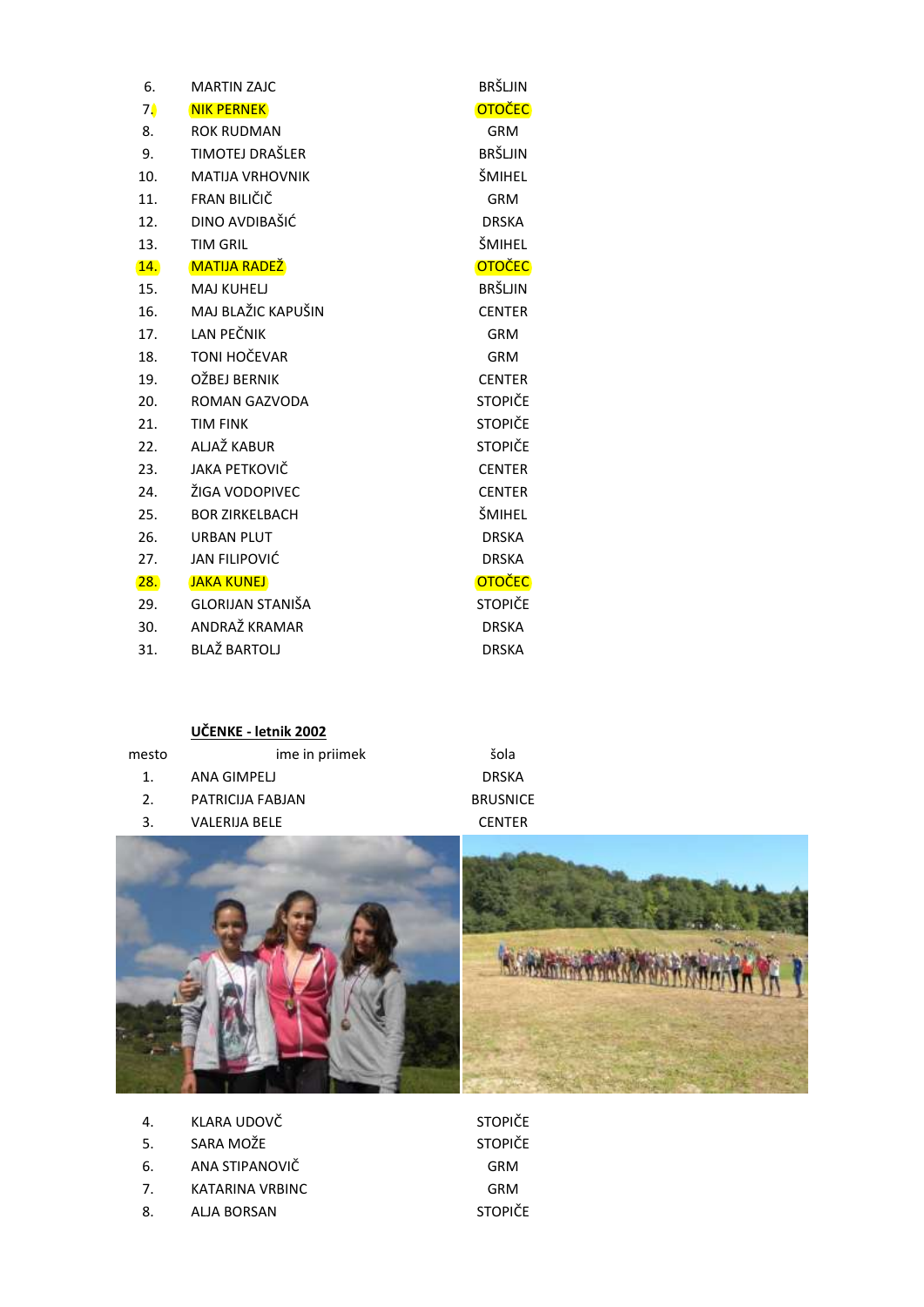| | | |
|---|---|---|
| 6. | MARTIN ZAJC | BRŠLJIN |
| 7. | NIK PERNEK | OTOČEC |
| 8. | ROK RUDMAN | GRM |
| 9. | TIMOTEJ DRAŠLER | BRŠLJIN |
| 10. | MATIJA VRHOVNIK | ŠMIHEL |
| 11. | FRAN BILIČIČ | GRM |
| 12. | DINO AVDIBAŠIĆ | DRSKA |
| 13. | TIM GRIL | ŠMIHEL |
| 14. | MATIJA RADEŽ | OTOČEC |
| 15. | MAJ KUHELJ | BRŠLJIN |
| 16. | MAJ BLAŽIC KAPUŠIN | CENTER |
| 17. | LAN PEČNIK | GRM |
| 18. | TONI HOČEVAR | GRM |
| 19. | OŽBEJ BERNIK | CENTER |
| 20. | ROMAN GAZVODA | STOPIČE |
| 21. | TIM FINK | STOPIČE |
| 22. | ALJAŽ KABUR | STOPIČE |
| 23. | JAKA PETKOVIČ | CENTER |
| 24. | ŽIGA VODOPIVEC | CENTER |
| 25. | BOR ZIRKELBACH | ŠMIHEL |
| 26. | URBAN PLUT | DRSKA |
| 27. | JAN FILIPOVIĆ | DRSKA |
| 28. | JAKA KUNEJ | OTOČEC |
| 29. | GLORIJAN STANIŠA | STOPIČE |
| 30. | ANDRAŽ KRAMAR | DRSKA |
| 31. | BLAŽ BARTOLJ | DRSKA |

**UČENKE - letnik 2002**

| mesto | ime in priimek | šola |
|---|---|---|
| 1. | ANA GIMPELJ | DRSKA |
| 2. | PATRICIJA FABJAN | BRUSNICE |
| 3. | VALERIJA BELE | CENTER |
| 4. | KLARA UDOVČ | STOPIČE |
| 5. | SARA MOŽE | STOPIČE |
| 6. | ANA STIPANOVIČ | GRM |
| 7. | KATARINA VRBINC | GRM |
| 8. | ALJA BORSAN | STOPIČE |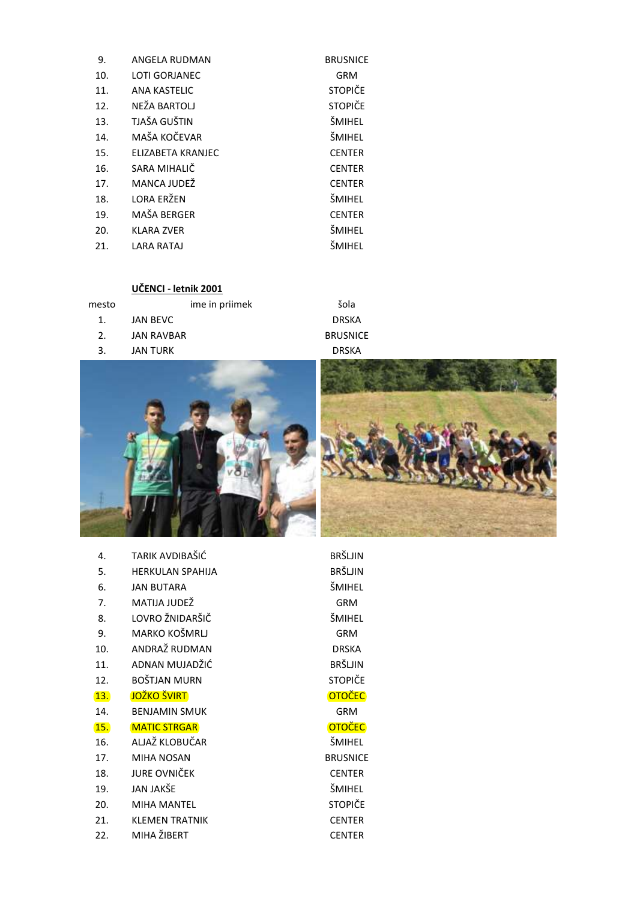| | | |
|---|---|---|
| 9. | ANGELA RUDMAN | BRUSNICE |
| 10. | LOTI GORJANEC | GRM |
| 11. | ANA KASTELIC | STOPIČE |
| 12. | NEŽA BARTOLJ | STOPIČE |
| 13. | TJAŠA GUŠTIN | ŠMIHEL |
| 14. | MAŠA KOČEVAR | ŠMIHEL |
| 15. | ELIZABETA KRANJEC | CENTER |
| 16. | SARA MIHALIČ | CENTER |
| 17. | MANCA JUDEŽ | CENTER |
| 18. | LORA ERŽEN | ŠMIHEL |
| 19. | MAŠA BERGER | CENTER |
| 20. | KLARA ZVER | ŠMIHEL |
| 21. | LARA RATAJ | ŠMIHEL |

**UČENCI - letnik 2001**

| mesto | ime in priimek | šola |
|---|---|---|
| 1. | JAN BEVC | DRSKA |
| 2. | JAN RAVBAR | BRUSNICE |
| 3. | JAN TURK | DRSKA |
| 4. | TARIK AVDIBAŠIĆ | BRŠLJIN |
| 5. | HERKULAN SPAHIJA | BRŠLJIN |
| 6. | JAN BUTARA | ŠMIHEL |
| 7. | MATIJA JUDEŽ | GRM |
| 8. | LOVRO ŽNIDARŠIČ | ŠMIHEL |
| 9. | MARKO KOŠMRLJ | GRM |
| 10. | ANDRAŽ RUDMAN | DRSKA |
| 11. | ADNAN MUJADŽIĆ | BRŠLJIN |
| 12. | BOŠTJAN MURN | STOPIČE |
| 13. | JOŽKO ŠVIRT | OTOČEC |
| 14. | BENJAMIN SMUK | GRM |
| 15. | MATIC STRGAR | OTOČEC |
| 16. | ALJAŽ KLOBUČAR | ŠMIHEL |
| 17. | MIHA NOSAN | BRUSNICE |
| 18. | JURE OVNIČEK | CENTER |
| 19. | JAN JAKŠE | ŠMIHEL |
| 20. | MIHA MANTEL | STOPIČE |
| 21. | KLEMEN TRATNIK | CENTER |
| 22. | MIHA ŽIBERT | CENTER |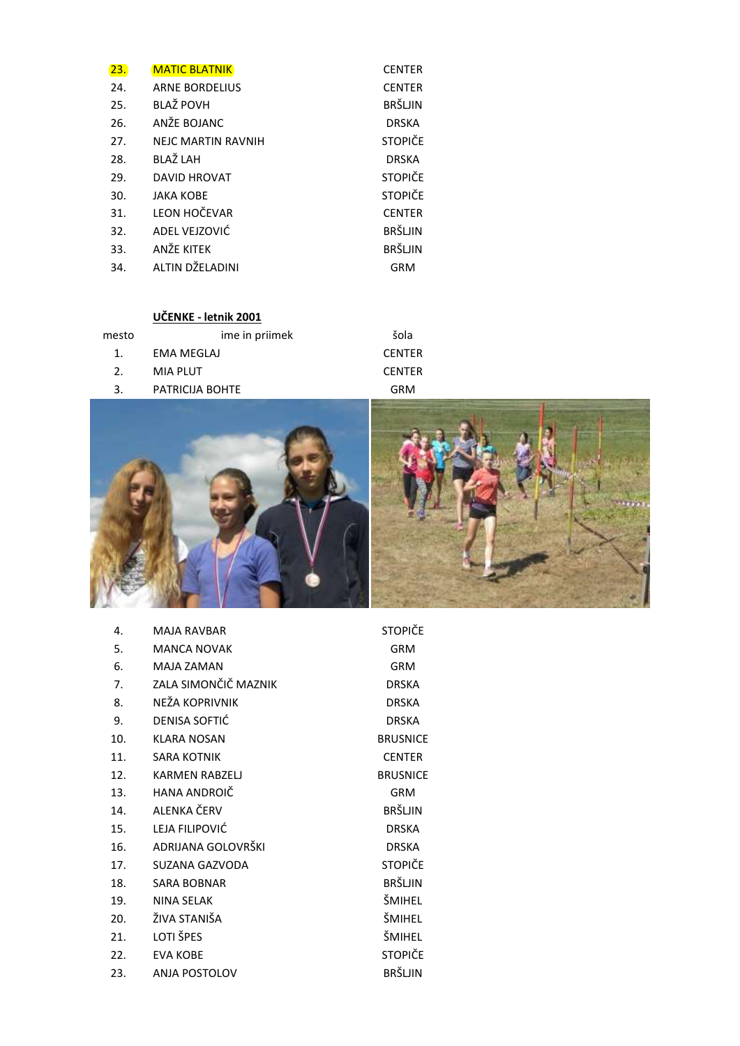| | | |
|---|---|---|
| 23. | MATIC BLATNIK | CENTER |
| 24. | ARNE BORDELIUS | CENTER |
| 25. | BLAŽ POVH | BRŠLJIN |
| 26. | ANŽE BOJANC | DRSKA |
| 27. | NEJC MARTIN RAVNIH | STOPIČE |
| 28. | BLAŽ LAH | DRSKA |
| 29. | DAVID HROVAT | STOPIČE |
| 30. | JAKA KOBE | STOPIČE |
| 31. | LEON HOČEVAR | CENTER |
| 32. | ADEL VEJZOVIĆ | BRŠLJIN |
| 33. | ANŽE KITEK | BRŠLJIN |
| 34. | ALTIN DŽELADINI | GRM |

**UČENKE - letnik 2001**

| mesto | ime in priimek | šola |
|---|---|---|
| 1. | EMA MEGLAJ | CENTER |
| 2. | MIA PLUT | CENTER |
| 3. | PATRICIJA BOHTE | GRM |
| 4. | MAJA RAVBAR | STOPIČE |
| 5. | MANCA NOVAK | GRM |
| 6. | MAJA ZAMAN | GRM |
| 7. | ZALA SIMONČIČ MAZNIK | DRSKA |
| 8. | NEŽA KOPRIVNIK | DRSKA |
| 9. | DENISA SOFTIĆ | DRSKA |
| 10. | KLARA NOSAN | BRUSNICE |
| 11. | SARA KOTNIK | CENTER |
| 12. | KARMEN RABZELJ | BRUSNICE |
| 13. | HANA ANDROIČ | GRM |
| 14. | ALENKA ČERV | BRŠLJIN |
| 15. | LEJA FILIPOVIĆ | DRSKA |
| 16. | ADRIJANA GOLOVRŠKI | DRSKA |
| 17. | SUZANA GAZVODA | STOPIČE |
| 18. | SARA BOBNAR | BRŠLJIN |
| 19. | NINA SELAK | ŠMIHEL |
| 20. | ŽIVA STANIŠA | ŠMIHEL |
| 21. | LOTI ŠPES | ŠMIHEL |
| 22. | EVA KOBE | STOPIČE |
| 23. | ANJA POSTOLOV | BRŠLJIN |